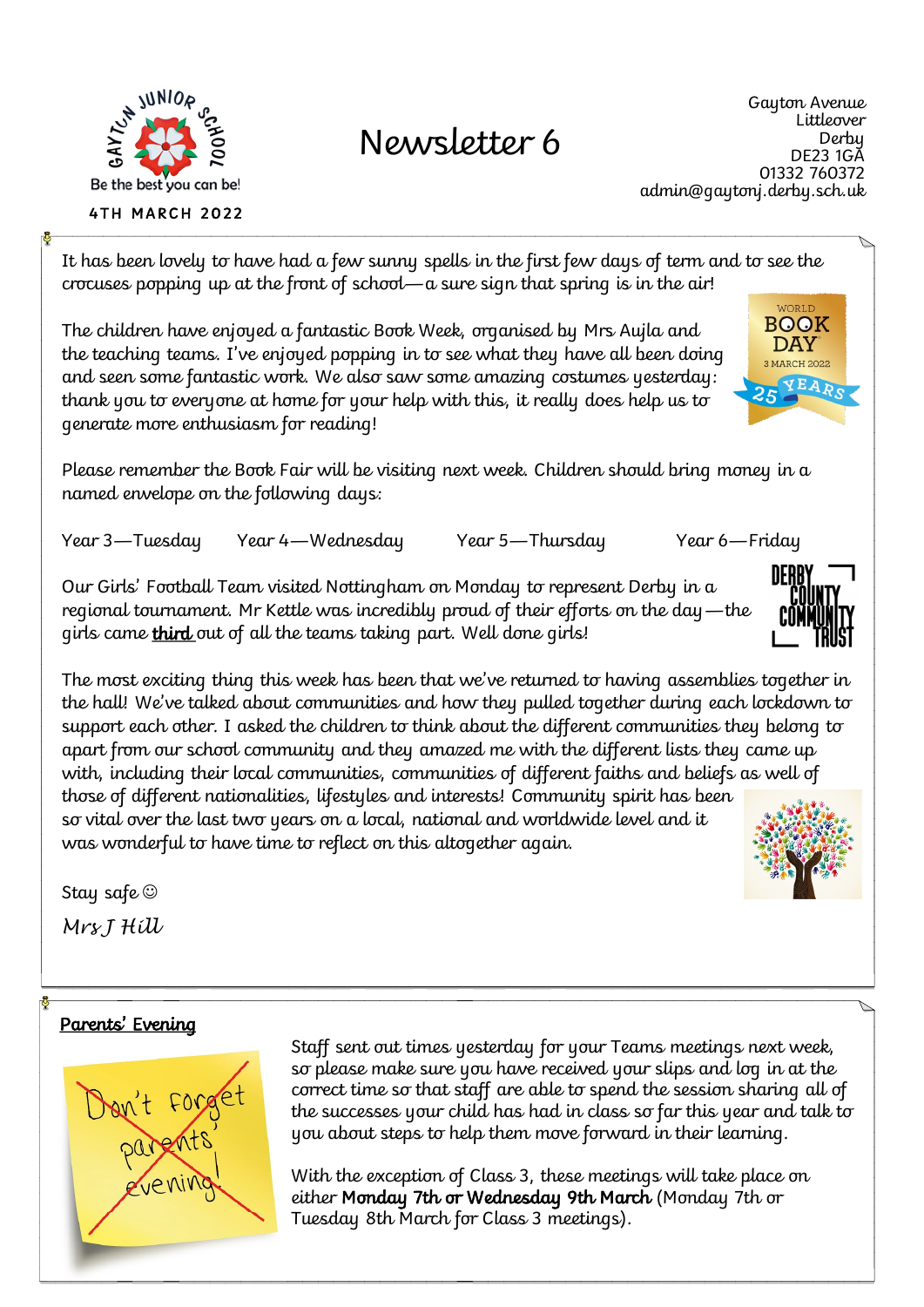# Newsletter 6

Gayton Junior School
Be the best you can be!

4TH MARCH 2022

Gayton Avenue
Littleover
Derby
DE23 1GA
01332 760372
admin@gaytonj.derby.sch.uk

It has been lovely to have had a few sunny spells in the first few days of term and to see the crocuses popping up at the front of school—a sure sign that spring is in the air!

The children have enjoyed a fantastic Book Week, organised by Mrs Aujla and the teaching teams. I've enjoyed popping in to see what they have all been doing and seen some fantastic work. We also saw some amazing costumes yesterday: thank you to everyone at home for your help with this, it really does help us to generate more enthusiasm for reading!

Please remember the Book Fair will be visiting next week. Children should bring money in a named envelope on the following days:

Year 3—Tuesday  Year 4—Wednesday  Year 5—Thursday  Year 6—Friday

Our Girls' Football Team visited Nottingham on Monday to represent Derby in a regional tournament. Mr Kettle was incredibly proud of their efforts on the day—the girls came **third** out of all the teams taking part. Well done girls!

The most exciting thing this week has been that we've returned to having assemblies together in the hall! We've talked about communities and how they pulled together during each lockdown to support each other. I asked the children to think about the different communities they belong to apart from our school community and they amazed me with the different lists they came up with, including their local communities, communities of different faiths and beliefs as well of those of different nationalities, lifestyles and interests! Community spirit has been so vital over the last two years on a local, national and worldwide level and it was wonderful to have time to reflect on this altogether again.

Stay safe ☺

*Mrs J Hill*

## Parents' Evening

Staff sent out times yesterday for your Teams meetings next week, so please make sure you have received your slips and log in at the correct time so that staff are able to spend the session sharing all of the successes your child has had in class so far this year and talk to you about steps to help them move forward in their learning.

With the exception of Class 3, these meetings will take place on either **Monday 7th or Wednesday 9th March** (Monday 7th or Tuesday 8th March for Class 3 meetings).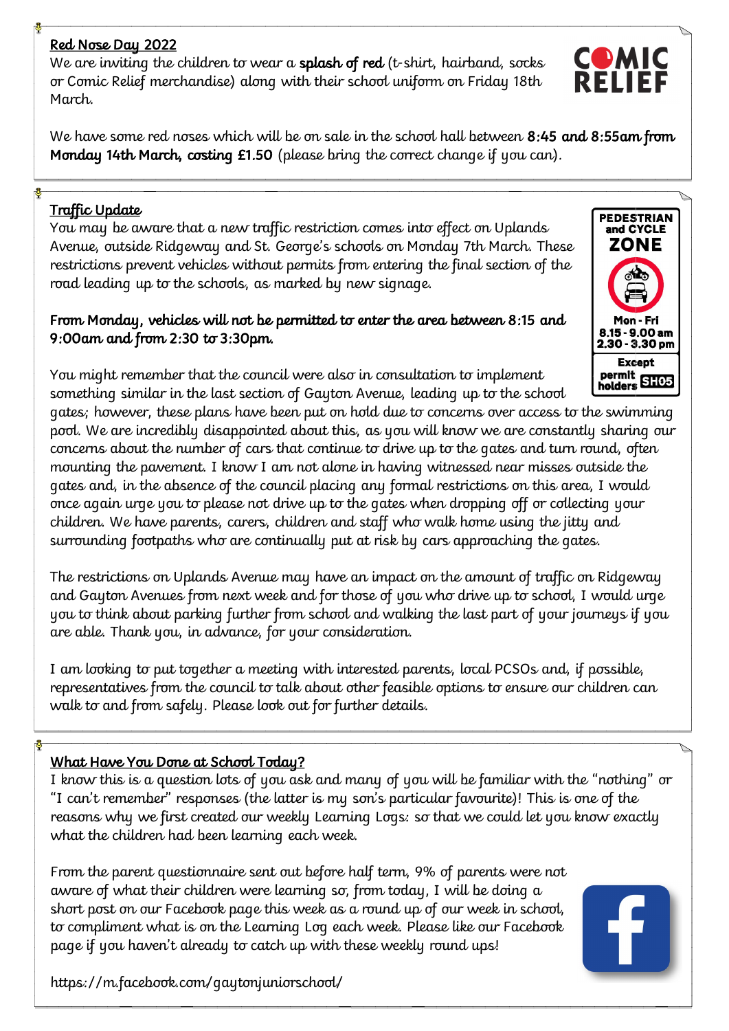## Red Nose Day 2022

We are inviting the children to wear a **splash of red** (t-shirt, hairband, socks or Comic Relief merchandise) along with their school uniform on Friday 18th March.

We have some red noses which will be on sale in the school hall between **8:45 and 8:55am from Monday 14th March, costing £1.50** (please bring the correct change if you can).

## Traffic Update

You may be aware that a new traffic restriction comes into effect on Uplands Avenue, outside Ridgeway and St. George's schools on Monday 7th March. These restrictions prevent vehicles without permits from entering the final section of the road leading up to the schools, as marked by new signage.

**From Monday, vehicles will not be permitted to enter the area between 8:15 and 9:00am and from 2:30 to 3:30pm.**

You might remember that the council were also in consultation to implement something similar in the last section of Gayton Avenue, leading up to the school gates; however, these plans have been put on hold due to concerns over access to the swimming pool. We are incredibly disappointed about this, as you will know we are constantly sharing our concerns about the number of cars that continue to drive up to the gates and turn round, often mounting the pavement. I know I am not alone in having witnessed near misses outside the gates and, in the absence of the council placing any formal restrictions on this area, I would once again urge you to please not drive up to the gates when dropping off or collecting your children. We have parents, carers, children and staff who walk home using the jitty and surrounding footpaths who are continually put at risk by cars approaching the gates.

The restrictions on Uplands Avenue may have an impact on the amount of traffic on Ridgeway and Gayton Avenues from next week and for those of you who drive up to school, I would urge you to think about parking further from school and walking the last part of your journeys if you are able. Thank you, in advance, for your consideration.

I am looking to put together a meeting with interested parents, local PCSOs and, if possible, representatives from the council to talk about other feasible options to ensure our children can walk to and from safely. Please look out for further details.

## What Have You Done at School Today?

I know this is a question lots of you ask and many of you will be familiar with the "nothing" or "I can't remember" responses (the latter is my son's particular favourite)! This is one of the reasons why we first created our weekly Learning Logs: so that we could let you know exactly what the children had been learning each week.

From the parent questionnaire sent out before half term, 9% of parents were not aware of what their children were learning so, from today, I will be doing a short post on our Facebook page this week as a round up of our week in school, to compliment what is on the Learning Log each week. Please like our Facebook page if you haven't already to catch up with these weekly round ups!

https://m.facebook.com/gaytonjuniorschool/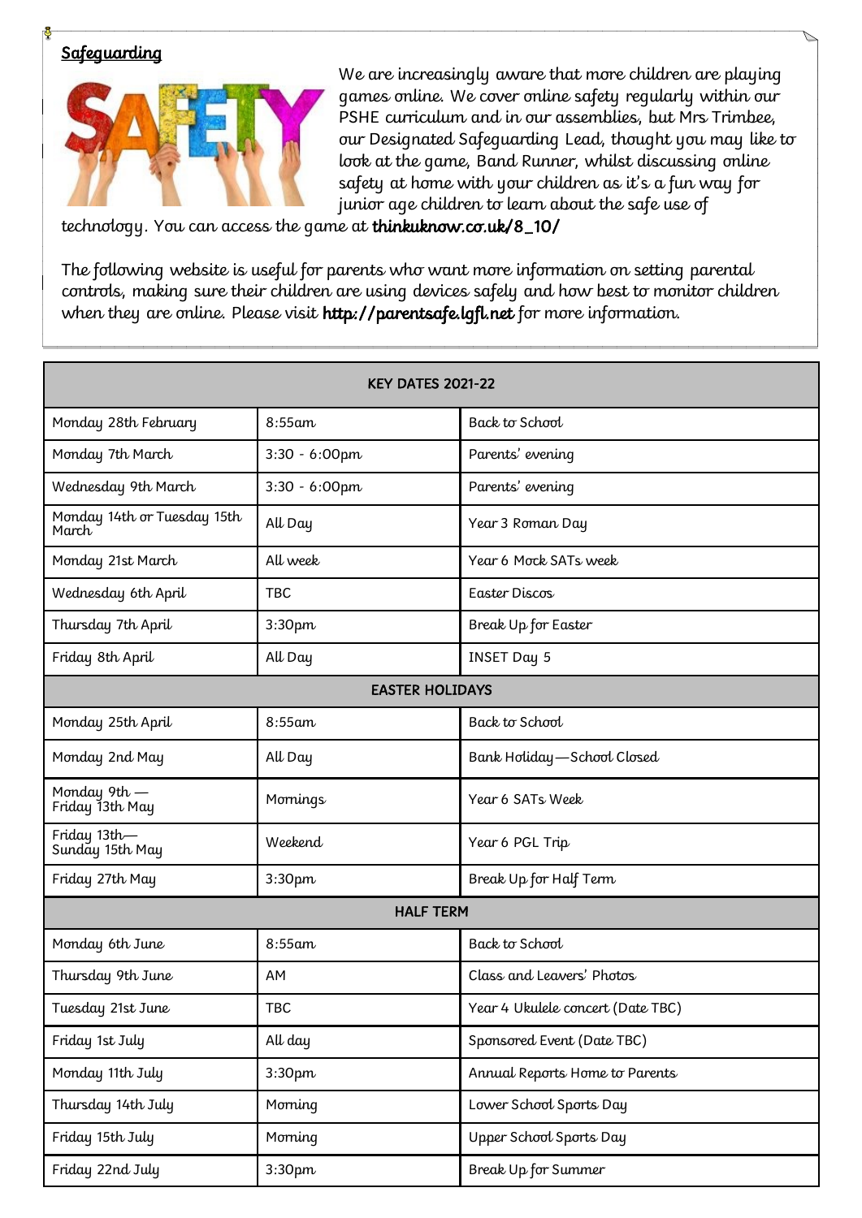## Safeguarding

We are increasingly aware that more children are playing games online. We cover online safety regularly within our PSHE curriculum and in our assemblies, but Mrs Trimbee, our Designated Safeguarding Lead, thought you may like to look at the game, Band Runner, whilst discussing online safety at home with your children as it's a fun way for junior age children to learn about the safe use of technology. You can access the game at **thinkuknow.co.uk/8_10/**

The following website is useful for parents who want more information on setting parental controls, making sure their children are using devices safely and how best to monitor children when they are online. Please visit **http://parentsafe.lgfl.net** for more information.

| KEY DATES 2021-22 | | |
|---|---|---|
| Monday 28th February | 8:55am | Back to School |
| Monday 7th March | 3:30 - 6:00pm | Parents' evening |
| Wednesday 9th March | 3:30 - 6:00pm | Parents' evening |
| Monday 14th or Tuesday 15th March | All Day | Year 3 Roman Day |
| Monday 21st March | All week | Year 6 Mock SATs week |
| Wednesday 6th April | TBC | Easter Discos |
| Thursday 7th April | 3:30pm | Break Up for Easter |
| Friday 8th April | All Day | INSET Day 5 |
| EASTER HOLIDAYS | | |
| Monday 25th April | 8:55am | Back to School |
| Monday 2nd May | All Day | Bank Holiday—School Closed |
| Monday 9th — Friday 13th May | Mornings | Year 6 SATs Week |
| Friday 13th— Sunday 15th May | Weekend | Year 6 PGL Trip |
| Friday 27th May | 3:30pm | Break Up for Half Term |
| HALF TERM | | |
| Monday 6th June | 8:55am | Back to School |
| Thursday 9th June | AM | Class and Leavers' Photos |
| Tuesday 21st June | TBC | Year 4 Ukulele concert (Date TBC) |
| Friday 1st July | All day | Sponsored Event (Date TBC) |
| Monday 11th July | 3:30pm | Annual Reports Home to Parents |
| Thursday 14th July | Morning | Lower School Sports Day |
| Friday 15th July | Morning | Upper School Sports Day |
| Friday 22nd July | 3:30pm | Break Up for Summer |